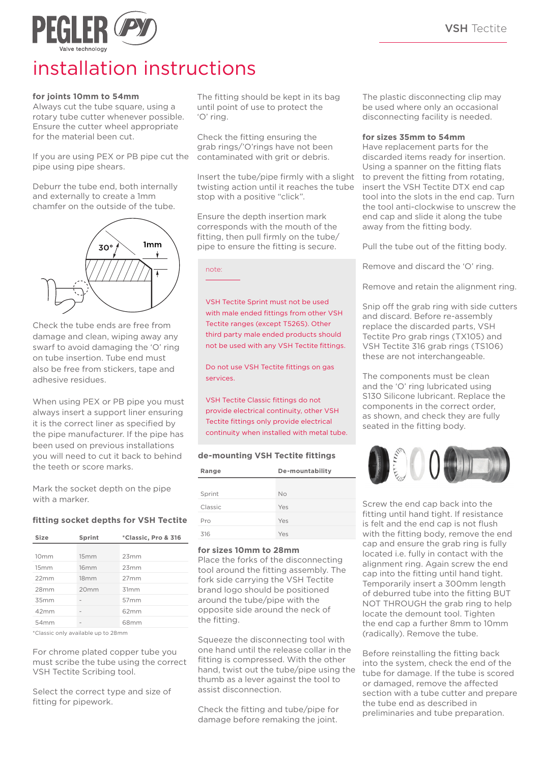# installation instructions

**for joints 10mm to 54mm**
Always cut the tube square, using a rotary tube cutter whenever possible. Ensure the cutter wheel appropriate for the material been cut.

If you are using PEX or PB pipe cut the pipe using pipe shears.

Deburr the tube end, both internally and externally to create a 1mm chamfer on the outside of the tube.

Check the tube ends are free from damage and clean, wiping away any swarf to avoid damaging the 'O' ring on tube insertion. Tube end must also be free from stickers, tape and adhesive residues.

When using PEX or PB pipe you must always insert a support liner ensuring it is the correct liner as specified by the pipe manufacturer. If the pipe has been used on previous installations you will need to cut it back to behind the teeth or score marks.

Mark the socket depth on the pipe with a marker.

### fitting socket depths for VSH Tectite

| Size | Sprint | *Classic, Pro & 316 |
|---|---|---|
| 10mm | 15mm | 23mm |
| 15mm | 16mm | 23mm |
| 22mm | 18mm | 27mm |
| 28mm | 20mm | 31mm |
| 35mm | - | 57mm |
| 42mm | - | 62mm |
| 54mm | - | 68mm |

*Classic only available up to 28mm

For chrome plated copper tube you must scribe the tube using the correct VSH Tectite Scribing tool.

Select the correct type and size of fitting for pipework.

The fitting should be kept in its bag until point of use to protect the 'O' ring.

Check the fitting ensuring the grab rings/'O'rings have not been contaminated with grit or debris.

Insert the tube/pipe firmly with a slight twisting action until it reaches the tube stop with a positive "click".

Ensure the depth insertion mark corresponds with the mouth of the fitting, then pull firmly on the tube/pipe to ensure the fitting is secure.

note:

VSH Tectite Sprint must not be used with male ended fittings from other VSH Tectite ranges (except T526S). Other third party male ended products should not be used with any VSH Tectite fittings.

Do not use VSH Tectite fittings on gas services.

VSH Tectite Classic fittings do not provide electrical continuity, other VSH Tectite fittings only provide electrical continuity when installed with metal tube.

### de-mounting VSH Tectite fittings

| Range | De-mountability |
|---|---|
| Sprint | No |
| Classic | Yes |
| Pro | Yes |
| 316 | Yes |

**for sizes 10mm to 28mm**
Place the forks of the disconnecting tool around the fitting assembly. The fork side carrying the VSH Tectite brand logo should be positioned around the tube/pipe with the opposite side around the neck of the fitting.

Squeeze the disconnecting tool with one hand until the release collar in the fitting is compressed. With the other hand, twist out the tube/pipe using the thumb as a lever against the tool to assist disconnection.

Check the fitting and tube/pipe for damage before remaking the joint.

The plastic disconnecting clip may be used where only an occasional disconnecting facility is needed.

**for sizes 35mm to 54mm**
Have replacement parts for the discarded items ready for insertion. Using a spanner on the fitting flats to prevent the fitting from rotating, insert the VSH Tectite DTX end cap tool into the slots in the end cap. Turn the tool anti-clockwise to unscrew the end cap and slide it along the tube away from the fitting body.

Pull the tube out of the fitting body.

Remove and discard the 'O' ring.

Remove and retain the alignment ring.

Snip off the grab ring with side cutters and discard. Before re-assembly replace the discarded parts, VSH Tectite Pro grab rings (TX105) and VSH Tectite 316 grab rings (TS106) these are not interchangeable.

The components must be clean and the 'O' ring lubricated using S130 Silicone lubricant. Replace the components in the correct order, as shown, and check they are fully seated in the fitting body.

Screw the end cap back into the fitting until hand tight. If resistance is felt and the end cap is not flush with the fitting body, remove the end cap and ensure the grab ring is fully located i.e. fully in contact with the alignment ring. Again screw the end cap into the fitting until hand tight. Temporarily insert a 300mm length of deburred tube into the fitting BUT NOT THROUGH the grab ring to help locate the demount tool. Tighten the end cap a further 8mm to 10mm (radically). Remove the tube.

Before reinstalling the fitting back into the system, check the end of the tube for damage. If the tube is scored or damaged, remove the affected section with a tube cutter and prepare the tube end as described in preliminaries and tube preparation.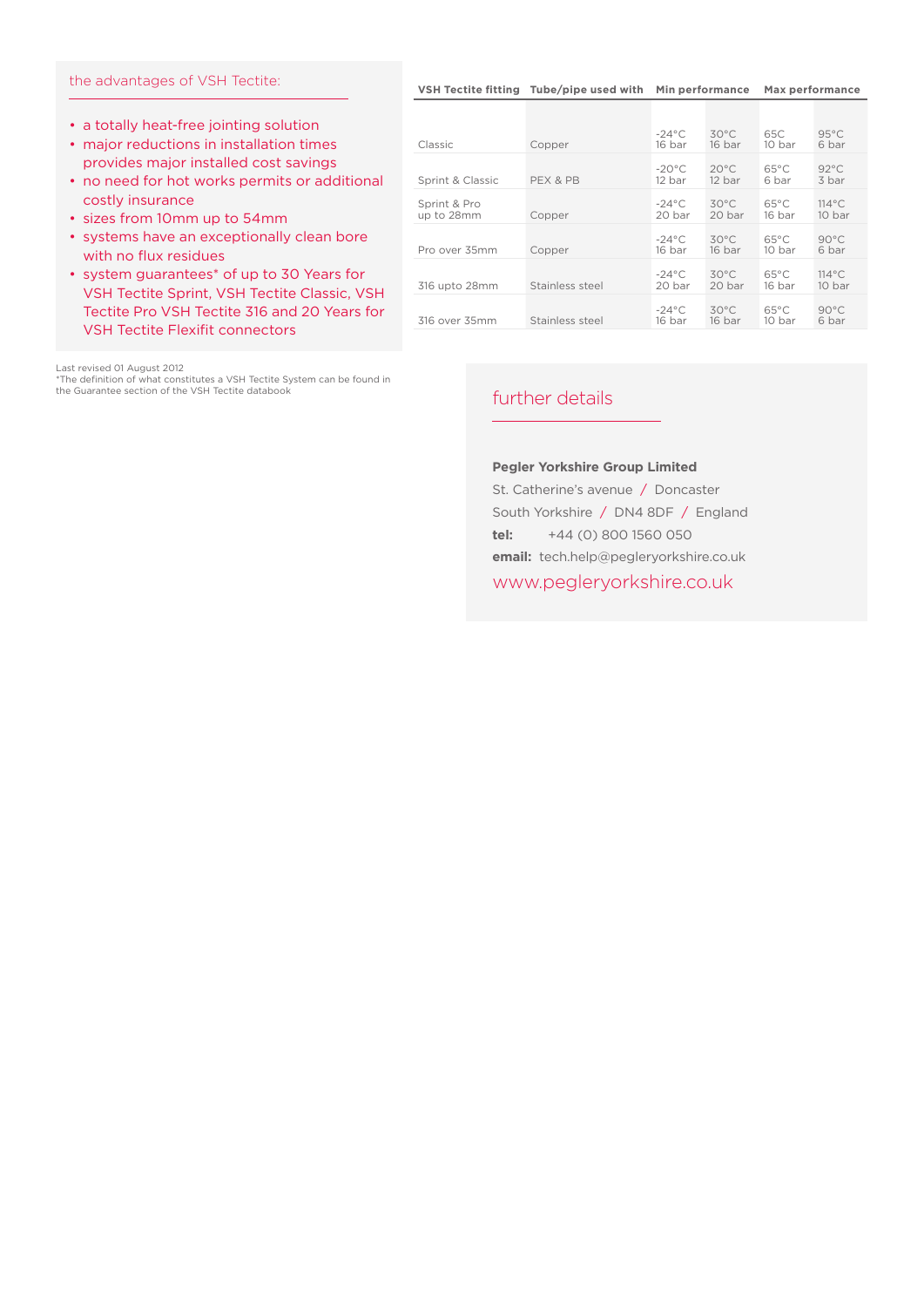## the advantages of VSH Tectite:

- a totally heat-free jointing solution
- major reductions in installation times provides major installed cost savings
- no need for hot works permits or additional costly insurance
- sizes from 10mm up to 54mm
- systems have an exceptionally clean bore with no flux residues
- system guarantees* of up to 30 Years for VSH Tectite Sprint, VSH Tectite Classic, VSH Tectite Pro VSH Tectite 316 and 20 Years for VSH Tectite Flexifit connectors

| VSH Tectite fitting | Tube/pipe used with | Min performance | | Max performance | |
|---|---|---|---|---|---|
| Classic | Copper | -24°C 16 bar | 30°C 16 bar | 65C 10 bar | 95°C 6 bar |
| Sprint & Classic | PEX & PB | -20°C 12 bar | 20°C 12 bar | 65°C 6 bar | 92°C 3 bar |
| Sprint & Pro up to 28mm | Copper | -24°C 20 bar | 30°C 20 bar | 65°C 16 bar | 114°C 10 bar |
| Pro over 35mm | Copper | -24°C 16 bar | 30°C 16 bar | 65°C 10 bar | 90°C 6 bar |
| 316 upto 28mm | Stainless steel | -24°C 20 bar | 30°C 20 bar | 65°C 16 bar | 114°C 10 bar |
| 316 over 35mm | Stainless steel | -24°C 16 bar | 30°C 16 bar | 65°C 10 bar | 90°C 6 bar |

Last revised 01 August 2012

*The definition of what constitutes a VSH Tectite System can be found in the Guarantee section of the VSH Tectite databook

## further details

**Pegler Yorkshire Group Limited**

St. Catherine's avenue / Doncaster

South Yorkshire / DN4 8DF / England

**tel:** +44 (0) 800 1560 050

**email:** tech.help@pegleryorkshire.co.uk

www.pegleryorkshire.co.uk